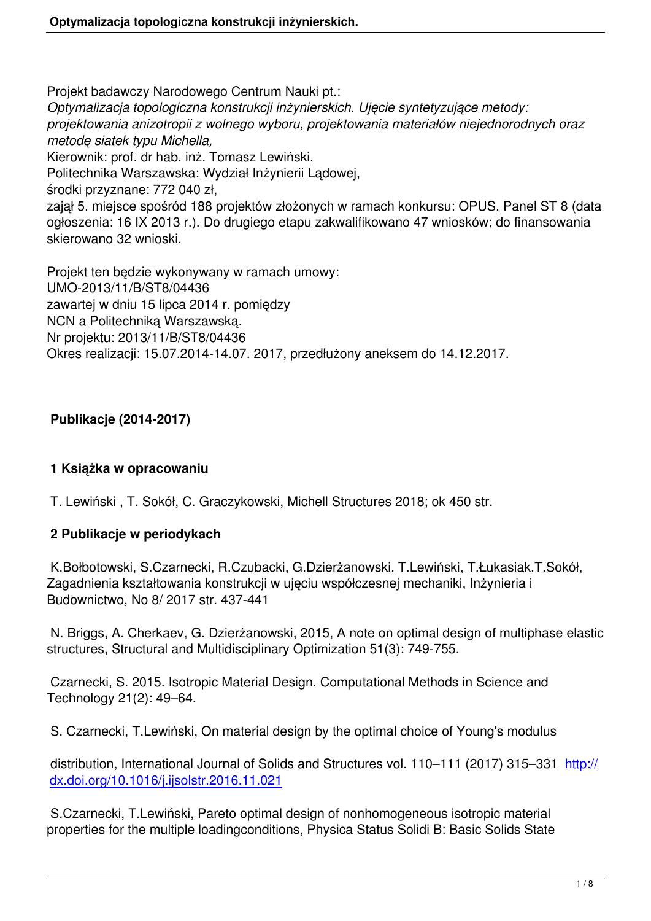Projekt badawczy Narodowego Centrum Nauki pt.:
*Optymalizacja topologiczna konstrukcji inżynierskich. Ujęcie syntetyzujące metody: projektowania anizotropii z wolnego wyboru, projektowania materiałów niejednorodnych oraz metodę siatek typu Michella,*
Kierownik: prof. dr hab. inż. Tomasz Lewiński,
Politechnika Warszawska; Wydział Inżynierii Lądowej,
środki przyznane: 772 040 zł,
zajął 5. miejsce spośród 188 projektów złożonych w ramach konkursu: OPUS, Panel ST 8 (data ogłoszenia: 16 IX 2013 r.). Do drugiego etapu zakwalifikowano 47 wniosków; do finansowania skierowano 32 wnioski.

Projekt ten będzie wykonywany w ramach umowy:
UMO-2013/11/B/ST8/04436
zawartej w dniu 15 lipca 2014 r. pomiędzy
NCN a Politechniką Warszawską.
Nr projektu: 2013/11/B/ST8/04436
Okres realizacji: 15.07.2014-14.07. 2017, przedłużony aneksem do 14.12.2017.

## Publikacje (2014-2017)

### 1 Książka w opracowaniu

T. Lewiński , T. Sokół, C. Graczykowski, Michell Structures 2018; ok 450 str.

### 2 Publikacje w periodykach

K.Bołbotowski, S.Czarnecki, R.Czubacki, G.Dzierżanowski, T.Lewiński, T.Łukasiak,T.Sokół, Zagadnienia kształtowania konstrukcji w ujęciu współczesnej mechaniki, Inżynieria i Budownictwo, No 8/ 2017 str. 437-441

N. Briggs, A. Cherkaev, G. Dzierżanowski, 2015, A note on optimal design of multiphase elastic structures, Structural and Multidisciplinary Optimization 51(3): 749-755.

Czarnecki, S. 2015. Isotropic Material Design. Computational Methods in Science and Technology 21(2): 49–64.

S. Czarnecki, T.Lewiński, On material design by the optimal choice of Young's modulus distribution, International Journal of Solids and Structures vol. 110–111 (2017) 315–331 http://dx.doi.org/10.1016/j.ijsolstr.2016.11.021

S.Czarnecki, T.Lewiński, Pareto optimal design of nonhomogeneous isotropic material properties for the multiple loadingconditions, Physica Status Solidi B: Basic Solids State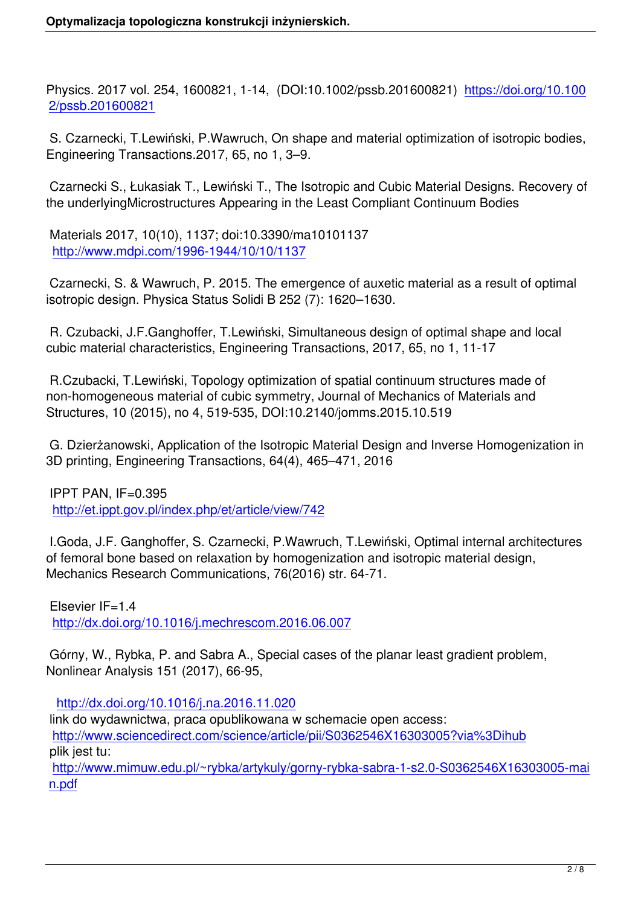Physics. 2017 vol. 254, 1600821, 1-14, (DOI:10.1002/pssb.201600821) https://doi.org/10.1002/pssb.201600821

S. Czarnecki, T.Lewiński, P.Wawruch, On shape and material optimization of isotropic bodies, Engineering Transactions.2017, 65, no 1, 3–9.

Czarnecki S., Łukasiak T., Lewiński T., The Isotropic and Cubic Material Designs. Recovery of the underlyingMicrostructures Appearing in the Least Compliant Continuum Bodies

Materials 2017, 10(10), 1137; doi:10.3390/ma10101137
http://www.mdpi.com/1996-1944/10/10/1137

Czarnecki, S. & Wawruch, P. 2015. The emergence of auxetic material as a result of optimal isotropic design. Physica Status Solidi B 252 (7): 1620–1630.

R. Czubacki, J.F.Ganghoffer, T.Lewiński, Simultaneous design of optimal shape and local cubic material characteristics, Engineering Transactions, 2017, 65, no 1, 11-17

R.Czubacki, T.Lewiński, Topology optimization of spatial continuum structures made of non-homogeneous material of cubic symmetry, Journal of Mechanics of Materials and Structures, 10 (2015), no 4, 519-535, DOI:10.2140/jomms.2015.10.519

G. Dzierżanowski, Application of the Isotropic Material Design and Inverse Homogenization in 3D printing, Engineering Transactions, 64(4), 465–471, 2016

IPPT PAN, IF=0.395
http://et.ippt.gov.pl/index.php/et/article/view/742

I.Goda, J.F. Ganghoffer, S. Czarnecki, P.Wawruch, T.Lewiński, Optimal internal architectures of femoral bone based on relaxation by homogenization and isotropic material design, Mechanics Research Communications, 76(2016) str. 64-71.

Elsevier IF=1.4
http://dx.doi.org/10.1016/j.mechrescom.2016.06.007

Górny, W., Rybka, P. and Sabra A., Special cases of the planar least gradient problem, Nonlinear Analysis 151 (2017), 66-95,

http://dx.doi.org/10.1016/j.na.2016.11.020
link do wydawnictwa, praca opublikowana w schemacie open access:
http://www.sciencedirect.com/science/article/pii/S0362546X16303005?via%3Dihub
plik jest tu:
http://www.mimuw.edu.pl/~rybka/artykuly/gorny-rybka-sabra-1-s2.0-S0362546X16303005-main.pdf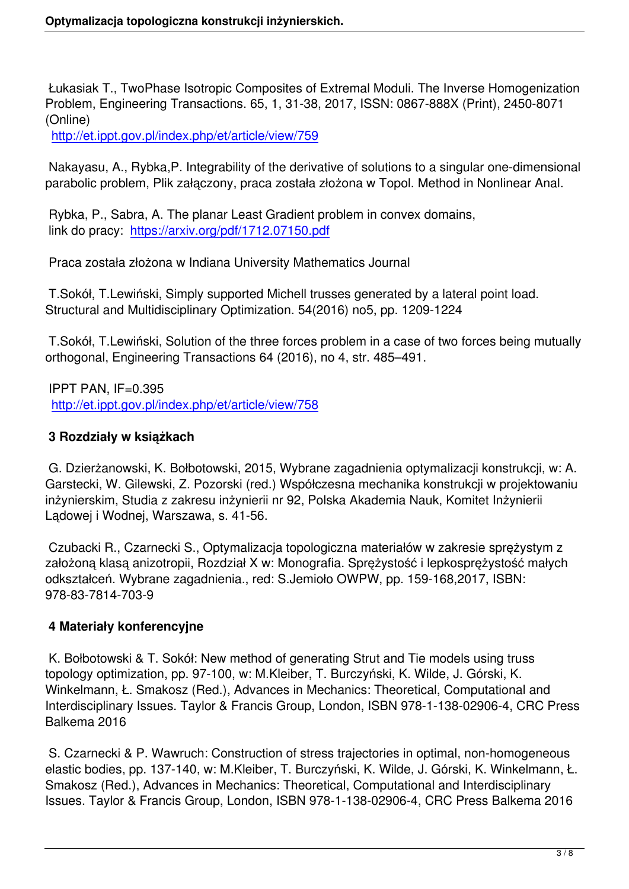Łukasiak T., TwoPhase Isotropic Composites of Extremal Moduli. The Inverse Homogenization Problem, Engineering Transactions. 65, 1, 31-38, 2017, ISSN: 0867-888X (Print), 2450-8071 (Online)
http://et.ippt.gov.pl/index.php/et/article/view/759

Nakayasu, A., Rybka,P. Integrability of the derivative of solutions to a singular one-dimensional parabolic problem, Plik załączony, praca została złożona w Topol. Method in Nonlinear Anal.

Rybka, P., Sabra, A. The planar Least Gradient problem in convex domains,
link do pracy: https://arxiv.org/pdf/1712.07150.pdf

Praca została złożona w Indiana University Mathematics Journal

T.Sokół, T.Lewiński, Simply supported Michell trusses generated by a lateral point load. Structural and Multidisciplinary Optimization. 54(2016) no5, pp. 1209-1224

T.Sokół, T.Lewiński, Solution of the three forces problem in a case of two forces being mutually orthogonal, Engineering Transactions 64 (2016), no 4, str. 485–491.

IPPT PAN, IF=0.395
http://et.ippt.gov.pl/index.php/et/article/view/758

### 3 Rozdziały w książkach

G. Dzierżanowski, K. Bołbotowski, 2015, Wybrane zagadnienia optymalizacji konstrukcji, w: A. Garstecki, W. Gilewski, Z. Pozorski (red.) Współczesna mechanika konstrukcji w projektowaniu inżynierskim, Studia z zakresu inżynierii nr 92, Polska Akademia Nauk, Komitet Inżynierii Lądowej i Wodnej, Warszawa, s. 41-56.

Czubacki R., Czarnecki S., Optymalizacja topologiczna materiałów w zakresie sprężystym z założoną klasą anizotropii, Rozdział X w: Monografia. Sprężystość i lepkosprężystość małych odkształceń. Wybrane zagadnienia., red: S.Jemioło OWPW, pp. 159-168,2017, ISBN: 978-83-7814-703-9

### 4 Materiały konferencyjne

K. Bołbotowski & T. Sokół: New method of generating Strut and Tie models using truss topology optimization, pp. 97-100, w: M.Kleiber, T. Burczyński, K. Wilde, J. Górski, K. Winkelmann, Ł. Smakosz (Red.), Advances in Mechanics: Theoretical, Computational and Interdisciplinary Issues. Taylor & Francis Group, London, ISBN 978-1-138-02906-4, CRC Press Balkema 2016

S. Czarnecki & P. Wawruch: Construction of stress trajectories in optimal, non-homogeneous elastic bodies, pp. 137-140, w: M.Kleiber, T. Burczyński, K. Wilde, J. Górski, K. Winkelmann, Ł. Smakosz (Red.), Advances in Mechanics: Theoretical, Computational and Interdisciplinary Issues. Taylor & Francis Group, London, ISBN 978-1-138-02906-4, CRC Press Balkema 2016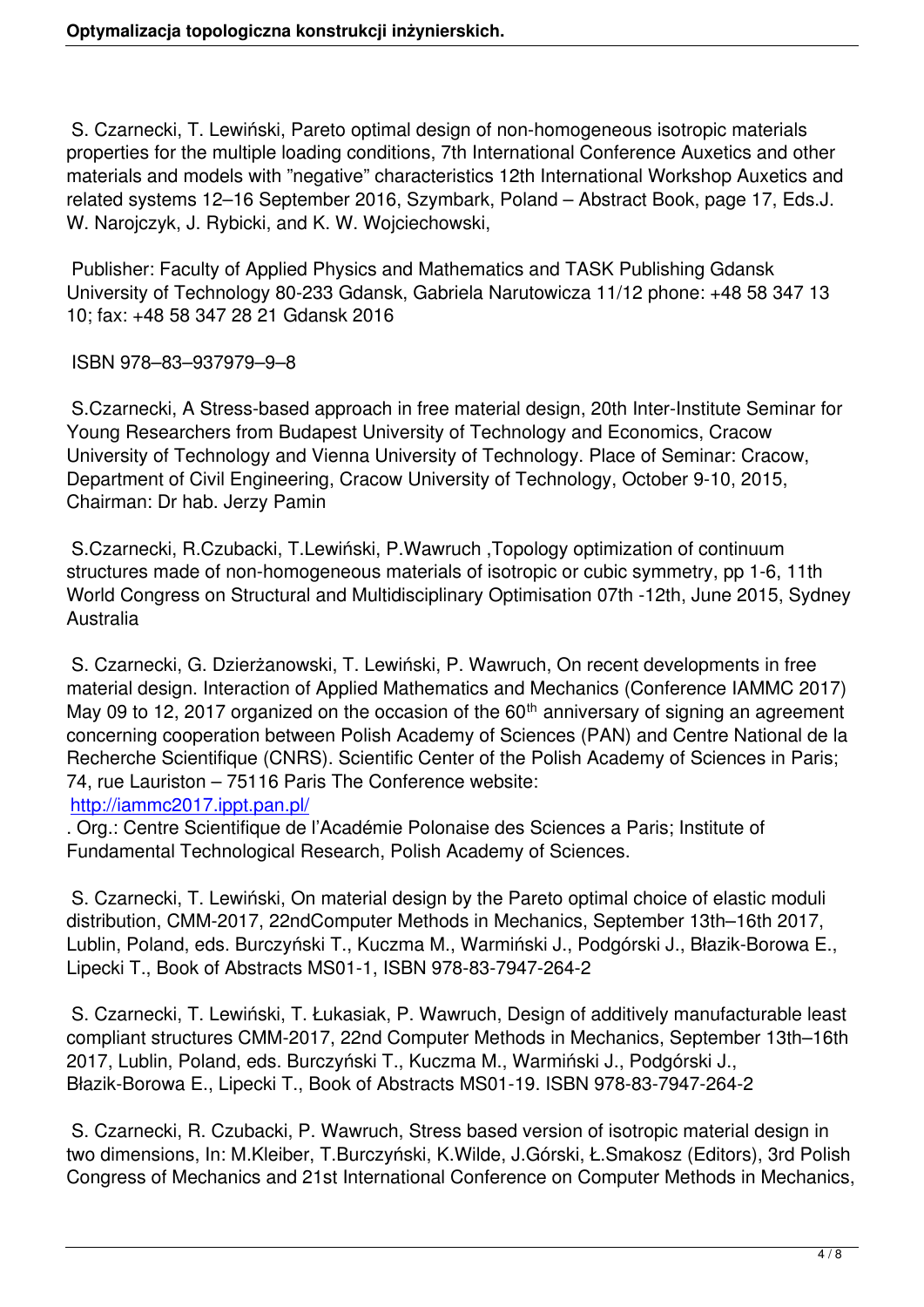S. Czarnecki, T. Lewiński, Pareto optimal design of non-homogeneous isotropic materials properties for the multiple loading conditions, 7th International Conference Auxetics and other materials and models with "negative" characteristics 12th International Workshop Auxetics and related systems 12–16 September 2016, Szymbark, Poland – Abstract Book, page 17, Eds.J. W. Narojczyk, J. Rybicki, and K. W. Wojciechowski,

Publisher: Faculty of Applied Physics and Mathematics and TASK Publishing Gdansk University of Technology 80-233 Gdansk, Gabriela Narutowicza 11/12 phone: +48 58 347 13 10; fax: +48 58 347 28 21 Gdansk 2016

ISBN 978–83–937979–9–8

S.Czarnecki, A Stress-based approach in free material design, 20th Inter-Institute Seminar for Young Researchers from Budapest University of Technology and Economics, Cracow University of Technology and Vienna University of Technology. Place of Seminar: Cracow, Department of Civil Engineering, Cracow University of Technology, October 9-10, 2015, Chairman: Dr hab. Jerzy Pamin

S.Czarnecki, R.Czubacki, T.Lewiński, P.Wawruch ,Topology optimization of continuum structures made of non-homogeneous materials of isotropic or cubic symmetry, pp 1-6, 11th World Congress on Structural and Multidisciplinary Optimisation 07th -12th, June 2015, Sydney Australia

S. Czarnecki, G. Dzierżanowski, T. Lewiński, P. Wawruch, On recent developments in free material design. Interaction of Applied Mathematics and Mechanics (Conference IAMMC 2017) May 09 to 12, 2017 organized on the occasion of the 60th anniversary of signing an agreement concerning cooperation between Polish Academy of Sciences (PAN) and Centre National de la Recherche Scientifique (CNRS). Scientific Center of the Polish Academy of Sciences in Paris; 74, rue Lauriston – 75116 Paris The Conference website: [http://iammc2017.ippt.pan.pl/](http://iammc2017.ippt.pan.pl/)
. Org.: Centre Scientifique de l'Académie Polonaise des Sciences a Paris; Institute of Fundamental Technological Research, Polish Academy of Sciences.

S. Czarnecki, T. Lewiński, On material design by the Pareto optimal choice of elastic moduli distribution, CMM-2017, 22ndComputer Methods in Mechanics, September 13th–16th 2017, Lublin, Poland, eds. Burczyński T., Kuczma M., Warmiński J., Podgórski J., Błazik-Borowa E., Lipecki T., Book of Abstracts MS01-1, ISBN 978-83-7947-264-2

S. Czarnecki, T. Lewiński, T. Łukasiak, P. Wawruch, Design of additively manufacturable least compliant structures CMM-2017, 22nd Computer Methods in Mechanics, September 13th–16th 2017, Lublin, Poland, eds. Burczyński T., Kuczma M., Warmiński J., Podgórski J., Błazik-Borowa E., Lipecki T., Book of Abstracts MS01-19. ISBN 978-83-7947-264-2

S. Czarnecki, R. Czubacki, P. Wawruch, Stress based version of isotropic material design in two dimensions, In: M.Kleiber, T.Burczyński, K.Wilde, J.Górski, Ł.Smakosz (Editors), 3rd Polish Congress of Mechanics and 21st International Conference on Computer Methods in Mechanics,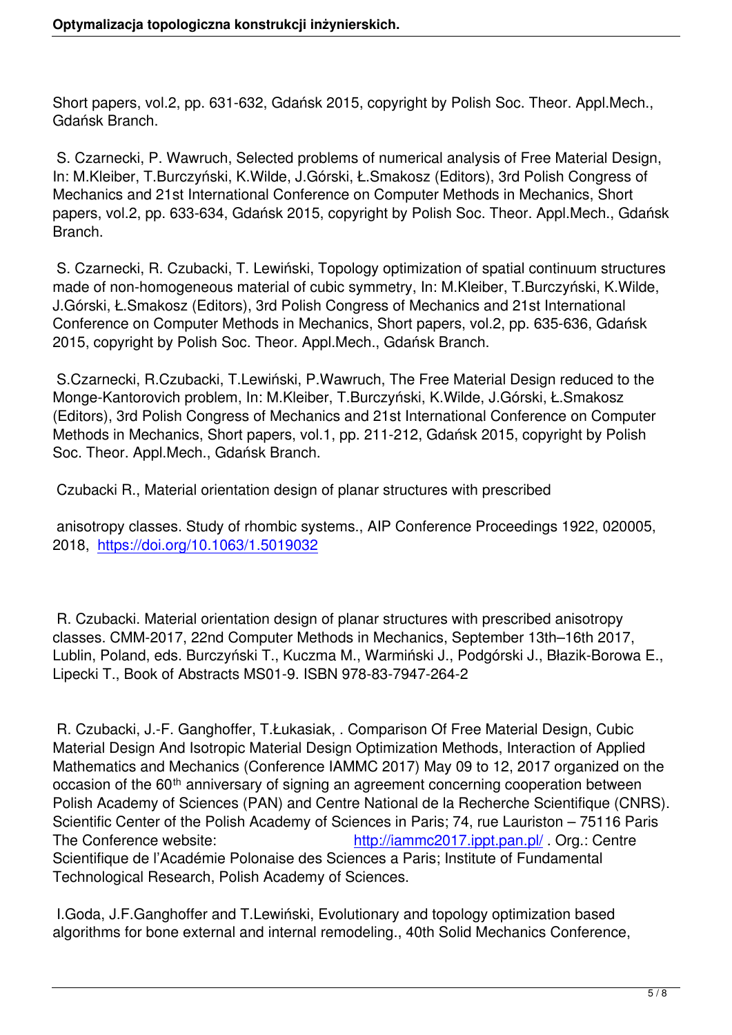Short papers, vol.2, pp. 631-632, Gdańsk 2015, copyright by Polish Soc. Theor. Appl.Mech., Gdańsk Branch.

S. Czarnecki, P. Wawruch, Selected problems of numerical analysis of Free Material Design, In: M.Kleiber, T.Burczyński, K.Wilde, J.Górski, Ł.Smakosz (Editors), 3rd Polish Congress of Mechanics and 21st International Conference on Computer Methods in Mechanics, Short papers, vol.2, pp. 633-634, Gdańsk 2015, copyright by Polish Soc. Theor. Appl.Mech., Gdańsk Branch.

S. Czarnecki, R. Czubacki, T. Lewiński, Topology optimization of spatial continuum structures made of non-homogeneous material of cubic symmetry, In: M.Kleiber, T.Burczyński, K.Wilde, J.Górski, Ł.Smakosz (Editors), 3rd Polish Congress of Mechanics and 21st International Conference on Computer Methods in Mechanics, Short papers, vol.2, pp. 635-636, Gdańsk 2015, copyright by Polish Soc. Theor. Appl.Mech., Gdańsk Branch.

S.Czarnecki, R.Czubacki, T.Lewiński, P.Wawruch, The Free Material Design reduced to the Monge-Kantorovich problem, In: M.Kleiber, T.Burczyński, K.Wilde, J.Górski, Ł.Smakosz (Editors), 3rd Polish Congress of Mechanics and 21st International Conference on Computer Methods in Mechanics, Short papers, vol.1, pp. 211-212, Gdańsk 2015, copyright by Polish Soc. Theor. Appl.Mech., Gdańsk Branch.

Czubacki R., Material orientation design of planar structures with prescribed

anisotropy classes. Study of rhombic systems., AIP Conference Proceedings 1922, 020005, 2018, https://doi.org/10.1063/1.5019032

R. Czubacki. Material orientation design of planar structures with prescribed anisotropy classes. CMM-2017, 22nd Computer Methods in Mechanics, September 13th–16th 2017, Lublin, Poland, eds. Burczyński T., Kuczma M., Warmiński J., Podgórski J., Błazik-Borowa E., Lipecki T., Book of Abstracts MS01-9. ISBN 978-83-7947-264-2

R. Czubacki, J.-F. Ganghoffer, T.Łukasiak, . Comparison Of Free Material Design, Cubic Material Design And Isotropic Material Design Optimization Methods, Interaction of Applied Mathematics and Mechanics (Conference IAMMC 2017) May 09 to 12, 2017 organized on the occasion of the 60th anniversary of signing an agreement concerning cooperation between Polish Academy of Sciences (PAN) and Centre National de la Recherche Scientifique (CNRS). Scientific Center of the Polish Academy of Sciences in Paris; 74, rue Lauriston – 75116 Paris The Conference website: http://iammc2017.ippt.pan.pl/ . Org.: Centre Scientifique de l'Académie Polonaise des Sciences a Paris; Institute of Fundamental Technological Research, Polish Academy of Sciences.

I.Goda, J.F.Ganghoffer and T.Lewiński, Evolutionary and topology optimization based algorithms for bone external and internal remodeling., 40th Solid Mechanics Conference,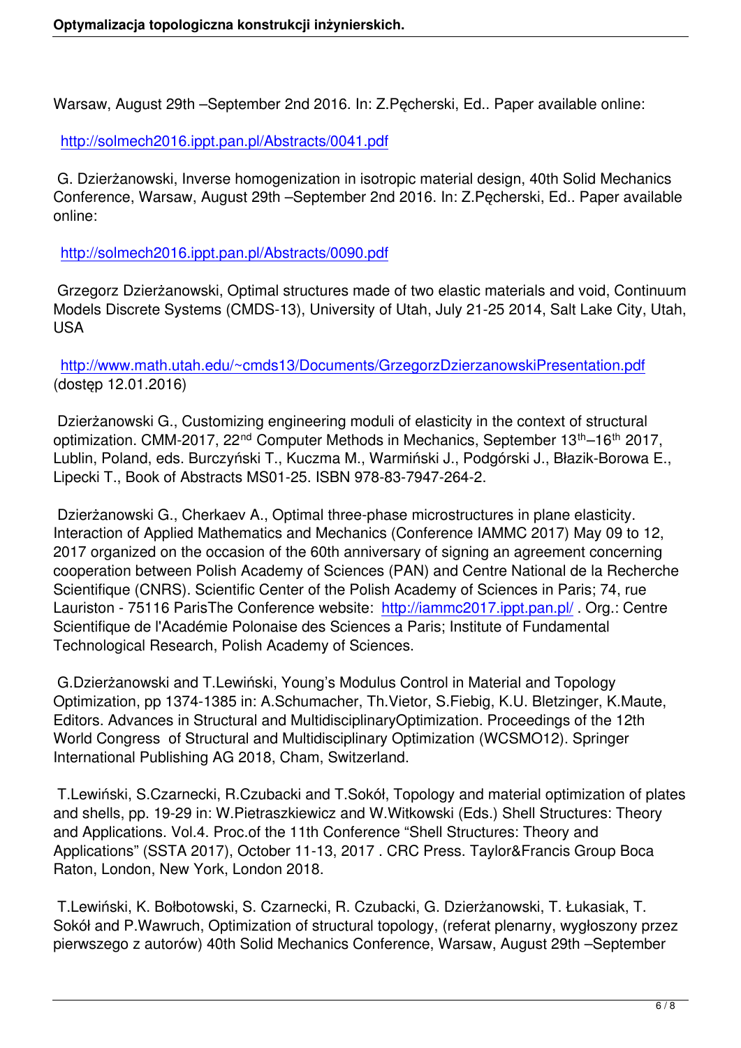Warsaw, August 29th –September 2nd 2016. In: Z.Pęcherski, Ed.. Paper available online:

http://solmech2016.ippt.pan.pl/Abstracts/0041.pdf

G. Dzierżanowski, Inverse homogenization in isotropic material design, 40th Solid Mechanics Conference, Warsaw, August 29th –September 2nd 2016. In: Z.Pęcherski, Ed.. Paper available online:

http://solmech2016.ippt.pan.pl/Abstracts/0090.pdf

Grzegorz Dzierżanowski, Optimal structures made of two elastic materials and void, Continuum Models Discrete Systems (CMDS-13), University of Utah, July 21-25 2014, Salt Lake City, Utah, USA

http://www.math.utah.edu/~cmds13/Documents/GrzegorzDzierzanowskiPresentation.pdf (dostęp 12.01.2016)

Dzierżanowski G., Customizing engineering moduli of elasticity in the context of structural optimization. CMM-2017, 22nd Computer Methods in Mechanics, September 13th–16th 2017, Lublin, Poland, eds. Burczyński T., Kuczma M., Warmiński J., Podgórski J., Błazik-Borowa E., Lipecki T., Book of Abstracts MS01-25. ISBN 978-83-7947-264-2.

Dzierżanowski G., Cherkaev A., Optimal three-phase microstructures in plane elasticity. Interaction of Applied Mathematics and Mechanics (Conference IAMMC 2017) May 09 to 12, 2017 organized on the occasion of the 60th anniversary of signing an agreement concerning cooperation between Polish Academy of Sciences (PAN) and Centre National de la Recherche Scientifique (CNRS). Scientific Center of the Polish Academy of Sciences in Paris; 74, rue Lauriston - 75116 ParisThe Conference website: http://iammc2017.ippt.pan.pl/ . Org.: Centre Scientifique de l'Académie Polonaise des Sciences a Paris; Institute of Fundamental Technological Research, Polish Academy of Sciences.

G.Dzierżanowski and T.Lewiński, Young's Modulus Control in Material and Topology Optimization, pp 1374-1385 in: A.Schumacher, Th.Vietor, S.Fiebig, K.U. Bletzinger, K.Maute, Editors. Advances in Structural and MultidisciplinaryOptimization. Proceedings of the 12th World Congress of Structural and Multidisciplinary Optimization (WCSMO12). Springer International Publishing AG 2018, Cham, Switzerland.

T.Lewiński, S.Czarnecki, R.Czubacki and T.Sokół, Topology and material optimization of plates and shells, pp. 19-29 in: W.Pietraszkiewicz and W.Witkowski (Eds.) Shell Structures: Theory and Applications. Vol.4. Proc.of the 11th Conference "Shell Structures: Theory and Applications" (SSTA 2017), October 11-13, 2017 . CRC Press. Taylor&Francis Group Boca Raton, London, New York, London 2018.

T.Lewiński, K. Bołbotowski, S. Czarnecki, R. Czubacki, G. Dzierżanowski, T. Łukasiak, T. Sokół and P.Wawruch, Optimization of structural topology, (referat plenarny, wygłoszony przez pierwszego z autorów) 40th Solid Mechanics Conference, Warsaw, August 29th –September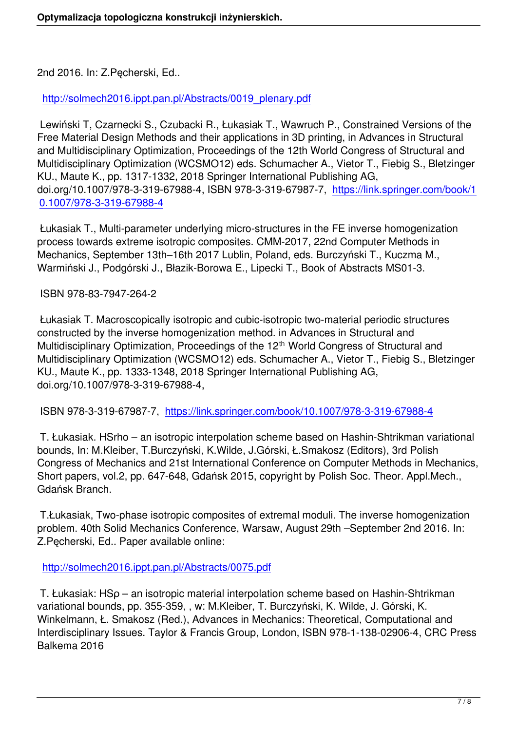2nd 2016. In: Z.Pęcherski, Ed..

http://solmech2016.ippt.pan.pl/Abstracts/0019_plenary.pdf

Lewiński T, Czarnecki S., Czubacki R., Łukasiak T., Wawruch P., Constrained Versions of the Free Material Design Methods and their applications in 3D printing, in Advances in Structural and Multidisciplinary Optimization, Proceedings of the 12th World Congress of Structural and Multidisciplinary Optimization (WCSMO12) eds. Schumacher A., Vietor T., Fiebig S., Bletzinger KU., Maute K., pp. 1317-1332, 2018 Springer International Publishing AG, doi.org/10.1007/978-3-319-67988-4, ISBN 978-3-319-67987-7, https://link.springer.com/book/10.1007/978-3-319-67988-4

Łukasiak T., Multi-parameter underlying micro-structures in the FE inverse homogenization process towards extreme isotropic composites. CMM-2017, 22nd Computer Methods in Mechanics, September 13th–16th 2017 Lublin, Poland, eds. Burczyński T., Kuczma M., Warmiński J., Podgórski J., Błazik-Borowa E., Lipecki T., Book of Abstracts MS01-3.

ISBN 978-83-7947-264-2

Łukasiak T. Macroscopically isotropic and cubic-isotropic two-material periodic structures constructed by the inverse homogenization method. in Advances in Structural and Multidisciplinary Optimization, Proceedings of the 12th World Congress of Structural and Multidisciplinary Optimization (WCSMO12) eds. Schumacher A., Vietor T., Fiebig S., Bletzinger KU., Maute K., pp. 1333-1348, 2018 Springer International Publishing AG, doi.org/10.1007/978-3-319-67988-4,

ISBN 978-3-319-67987-7, https://link.springer.com/book/10.1007/978-3-319-67988-4

T. Łukasiak. HSrho – an isotropic interpolation scheme based on Hashin-Shtrikman variational bounds, In: M.Kleiber, T.Burczyński, K.Wilde, J.Górski, Ł.Smakosz (Editors), 3rd Polish Congress of Mechanics and 21st International Conference on Computer Methods in Mechanics, Short papers, vol.2, pp. 647-648, Gdańsk 2015, copyright by Polish Soc. Theor. Appl.Mech., Gdańsk Branch.

T.Łukasiak, Two-phase isotropic composites of extremal moduli. The inverse homogenization problem. 40th Solid Mechanics Conference, Warsaw, August 29th –September 2nd 2016. In: Z.Pęcherski, Ed.. Paper available online:

http://solmech2016.ippt.pan.pl/Abstracts/0075.pdf

T. Łukasiak: HSρ – an isotropic material interpolation scheme based on Hashin-Shtrikman variational bounds, pp. 355-359, , w: M.Kleiber, T. Burczyński, K. Wilde, J. Górski, K. Winkelmann, Ł. Smakosz (Red.), Advances in Mechanics: Theoretical, Computational and Interdisciplinary Issues. Taylor & Francis Group, London, ISBN 978-1-138-02906-4, CRC Press Balkema 2016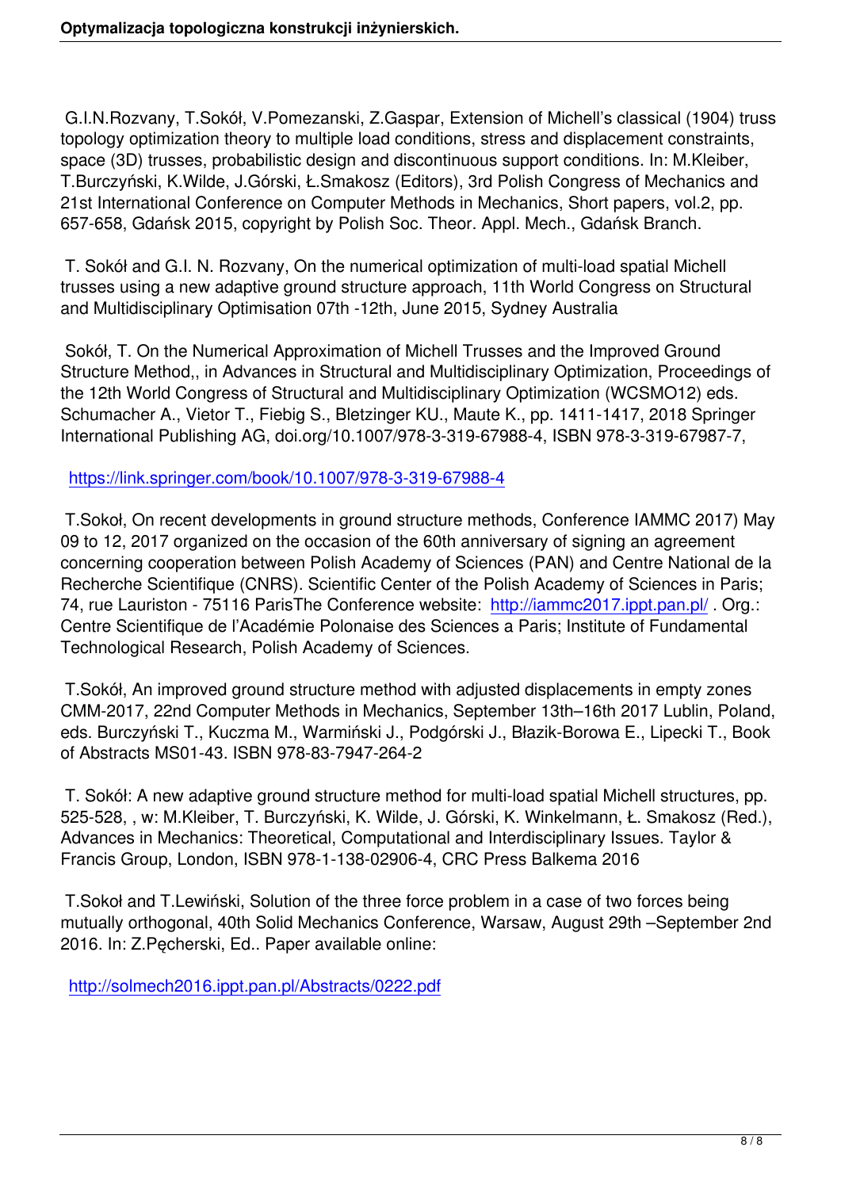G.I.N.Rozvany, T.Sokół, V.Pomezanski, Z.Gaspar, Extension of Michell's classical (1904) truss topology optimization theory to multiple load conditions, stress and displacement constraints, space (3D) trusses, probabilistic design and discontinuous support conditions. In: M.Kleiber, T.Burczyński, K.Wilde, J.Górski, Ł.Smakosz (Editors), 3rd Polish Congress of Mechanics and 21st International Conference on Computer Methods in Mechanics, Short papers, vol.2, pp. 657-658, Gdańsk 2015, copyright by Polish Soc. Theor. Appl. Mech., Gdańsk Branch.

T. Sokół and G.I. N. Rozvany, On the numerical optimization of multi-load spatial Michell trusses using a new adaptive ground structure approach, 11th World Congress on Structural and Multidisciplinary Optimisation 07th -12th, June 2015, Sydney Australia

Sokół, T. On the Numerical Approximation of Michell Trusses and the Improved Ground Structure Method,, in Advances in Structural and Multidisciplinary Optimization, Proceedings of the 12th World Congress of Structural and Multidisciplinary Optimization (WCSMO12) eds. Schumacher A., Vietor T., Fiebig S., Bletzinger KU., Maute K., pp. 1411-1417, 2018 Springer International Publishing AG, doi.org/10.1007/978-3-319-67988-4, ISBN 978-3-319-67987-7,

https://link.springer.com/book/10.1007/978-3-319-67988-4

T.Sokoł, On recent developments in ground structure methods, Conference IAMMC 2017) May 09 to 12, 2017 organized on the occasion of the 60th anniversary of signing an agreement concerning cooperation between Polish Academy of Sciences (PAN) and Centre National de la Recherche Scientifique (CNRS). Scientific Center of the Polish Academy of Sciences in Paris; 74, rue Lauriston - 75116 ParisThe Conference website: http://iammc2017.ippt.pan.pl/ . Org.: Centre Scientifique de l'Académie Polonaise des Sciences a Paris; Institute of Fundamental Technological Research, Polish Academy of Sciences.

T.Sokół, An improved ground structure method with adjusted displacements in empty zones CMM-2017, 22nd Computer Methods in Mechanics, September 13th–16th 2017 Lublin, Poland, eds. Burczyński T., Kuczma M., Warmiński J., Podgórski J., Błazik-Borowa E., Lipecki T., Book of Abstracts MS01-43. ISBN 978-83-7947-264-2

T. Sokół: A new adaptive ground structure method for multi-load spatial Michell structures, pp. 525-528, , w: M.Kleiber, T. Burczyński, K. Wilde, J. Górski, K. Winkelmann, Ł. Smakosz (Red.), Advances in Mechanics: Theoretical, Computational and Interdisciplinary Issues. Taylor & Francis Group, London, ISBN 978-1-138-02906-4, CRC Press Balkema 2016

T.Sokoł and T.Lewiński, Solution of the three force problem in a case of two forces being mutually orthogonal, 40th Solid Mechanics Conference, Warsaw, August 29th –September 2nd 2016. In: Z.Pęcherski, Ed.. Paper available online:

http://solmech2016.ippt.pan.pl/Abstracts/0222.pdf